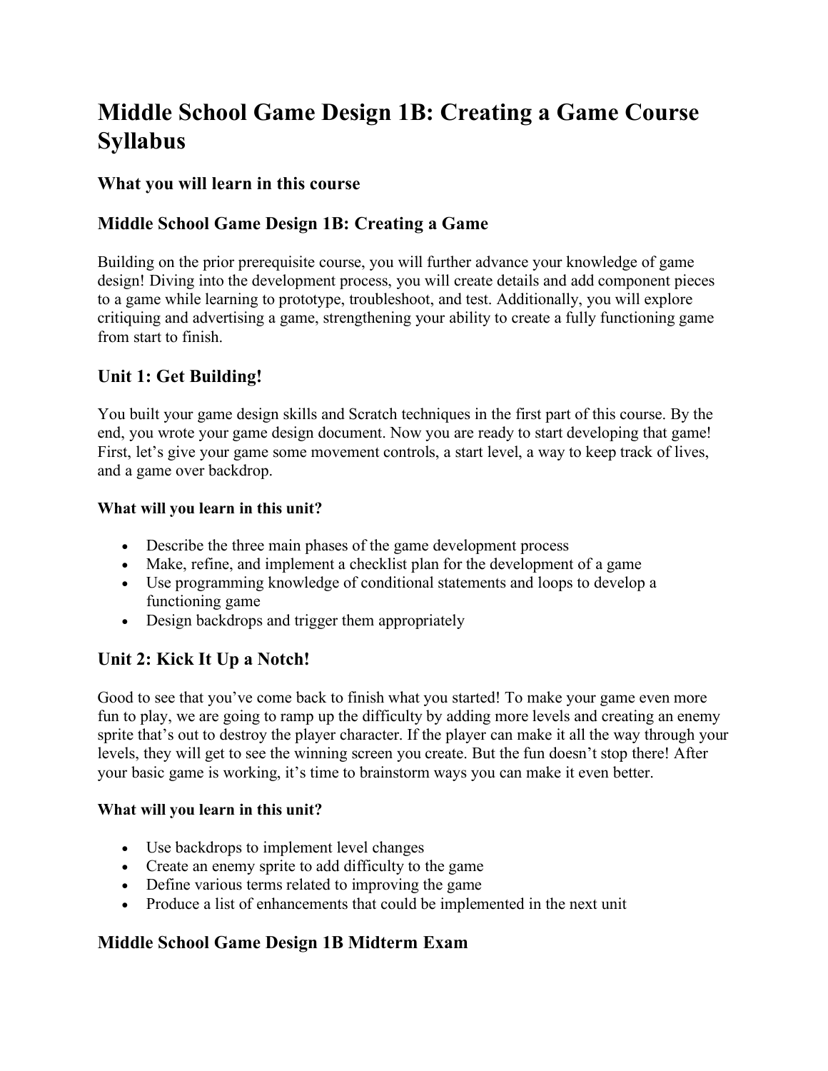# Middle School Game Design 1B: Creating a Game Course Syllabus

## What you will learn in this course

## Middle School Game Design 1B: Creating a Game

Building on the prior prerequisite course, you will further advance your knowledge of game design! Diving into the development process, you will create details and add component pieces to a game while learning to prototype, troubleshoot, and test. Additionally, you will explore critiquing and advertising a game, strengthening your ability to create a fully functioning game from start to finish.

## Unit 1: Get Building!

You built your game design skills and Scratch techniques in the first part of this course. By the end, you wrote your game design document. Now you are ready to start developing that game! First, let's give your game some movement controls, a start level, a way to keep track of lives, and a game over backdrop.

**What will you learn in this unit?**

- Describe the three main phases of the game development process
- Make, refine, and implement a checklist plan for the development of a game
- Use programming knowledge of conditional statements and loops to develop a functioning game
- Design backdrops and trigger them appropriately

## Unit 2: Kick It Up a Notch!

Good to see that you've come back to finish what you started! To make your game even more fun to play, we are going to ramp up the difficulty by adding more levels and creating an enemy sprite that's out to destroy the player character. If the player can make it all the way through your levels, they will get to see the winning screen you create. But the fun doesn't stop there! After your basic game is working, it's time to brainstorm ways you can make it even better.

**What will you learn in this unit?**

- Use backdrops to implement level changes
- Create an enemy sprite to add difficulty to the game
- Define various terms related to improving the game
- Produce a list of enhancements that could be implemented in the next unit

## Middle School Game Design 1B Midterm Exam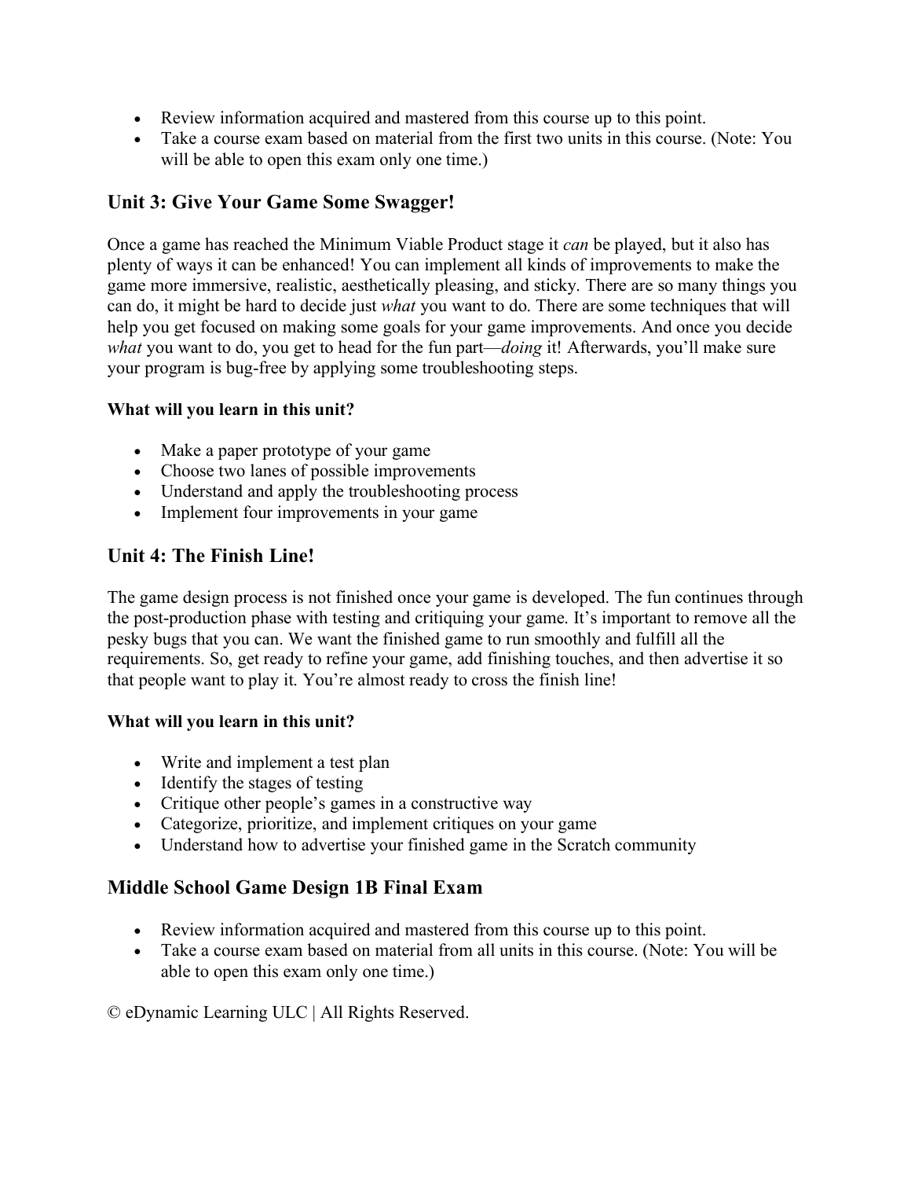- Review information acquired and mastered from this course up to this point.
- Take a course exam based on material from the first two units in this course. (Note: You will be able to open this exam only one time.)

## Unit 3: Give Your Game Some Swagger!

Once a game has reached the Minimum Viable Product stage it *can* be played, but it also has plenty of ways it can be enhanced! You can implement all kinds of improvements to make the game more immersive, realistic, aesthetically pleasing, and sticky. There are so many things you can do, it might be hard to decide just *what* you want to do. There are some techniques that will help you get focused on making some goals for your game improvements. And once you decide *what* you want to do, you get to head for the fun part—*doing* it! Afterwards, you'll make sure your program is bug-free by applying some troubleshooting steps.

**What will you learn in this unit?**

- Make a paper prototype of your game
- Choose two lanes of possible improvements
- Understand and apply the troubleshooting process
- Implement four improvements in your game

## Unit 4: The Finish Line!

The game design process is not finished once your game is developed. The fun continues through the post-production phase with testing and critiquing your game. It's important to remove all the pesky bugs that you can. We want the finished game to run smoothly and fulfill all the requirements. So, get ready to refine your game, add finishing touches, and then advertise it so that people want to play it. You're almost ready to cross the finish line!

**What will you learn in this unit?**

- Write and implement a test plan
- Identify the stages of testing
- Critique other people's games in a constructive way
- Categorize, prioritize, and implement critiques on your game
- Understand how to advertise your finished game in the Scratch community

## Middle School Game Design 1B Final Exam

- Review information acquired and mastered from this course up to this point.
- Take a course exam based on material from all units in this course. (Note: You will be able to open this exam only one time.)

© eDynamic Learning ULC | All Rights Reserved.